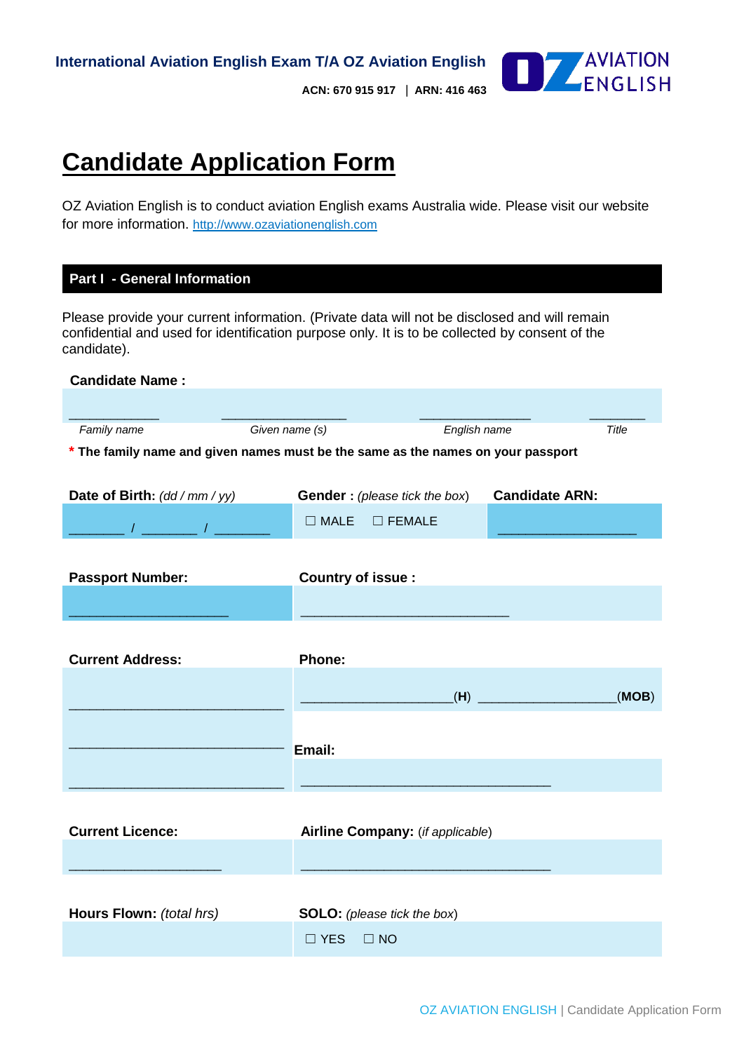International Aviation English Exam T/A OZ Aviation English

ACN: 670 915 917 | ARN: 416 463

# Candidate Application Form

OZ Aviation English is to conduct aviation English exams Australia wide. Please visit our website for more information. http://www.ozaviationenglish.com

## Part I - General Information

Please provide your current information. (Private data will not be disclosed and will remain confidential and used for identification purpose only. It is to be collected by consent of the candidate).

**Candidate Name :**

| ____________ | __________________ | ________________ | ________ |
|---|---|---|---|
| *Family name* | *Given name (s)* | *English name* | *Title* |

**\* The family name and given names must be the same as the names on your passport**

| **Date of Birth:** *(dd / mm / yy)* | **Gender :** *(please tick the box)* | **Candidate ARN:** |
|---|---|---|
| _______ / _______ / _______ | ☐ MALE ☐ FEMALE | __________________ |

| **Passport Number:** | **Country of issue :** |
|---|---|
| _____________________ | ___________________________ |

| **Current Address:** | **Phone:** |
|---|---|
| ____________________________ | ____________________(**H**) __________________(**MOB**) |
| ____________________________ | **Email:** |
| ____________________________ | ________________________________ |

| **Current Licence:** | **Airline Company:** (*if applicable*) |
|---|---|
| ____________________ | ________________________________ |

| **Hours Flown:** *(total hrs)* | **SOLO:** *(please tick the box)* |
|---|---|
| | ☐ YES ☐ NO |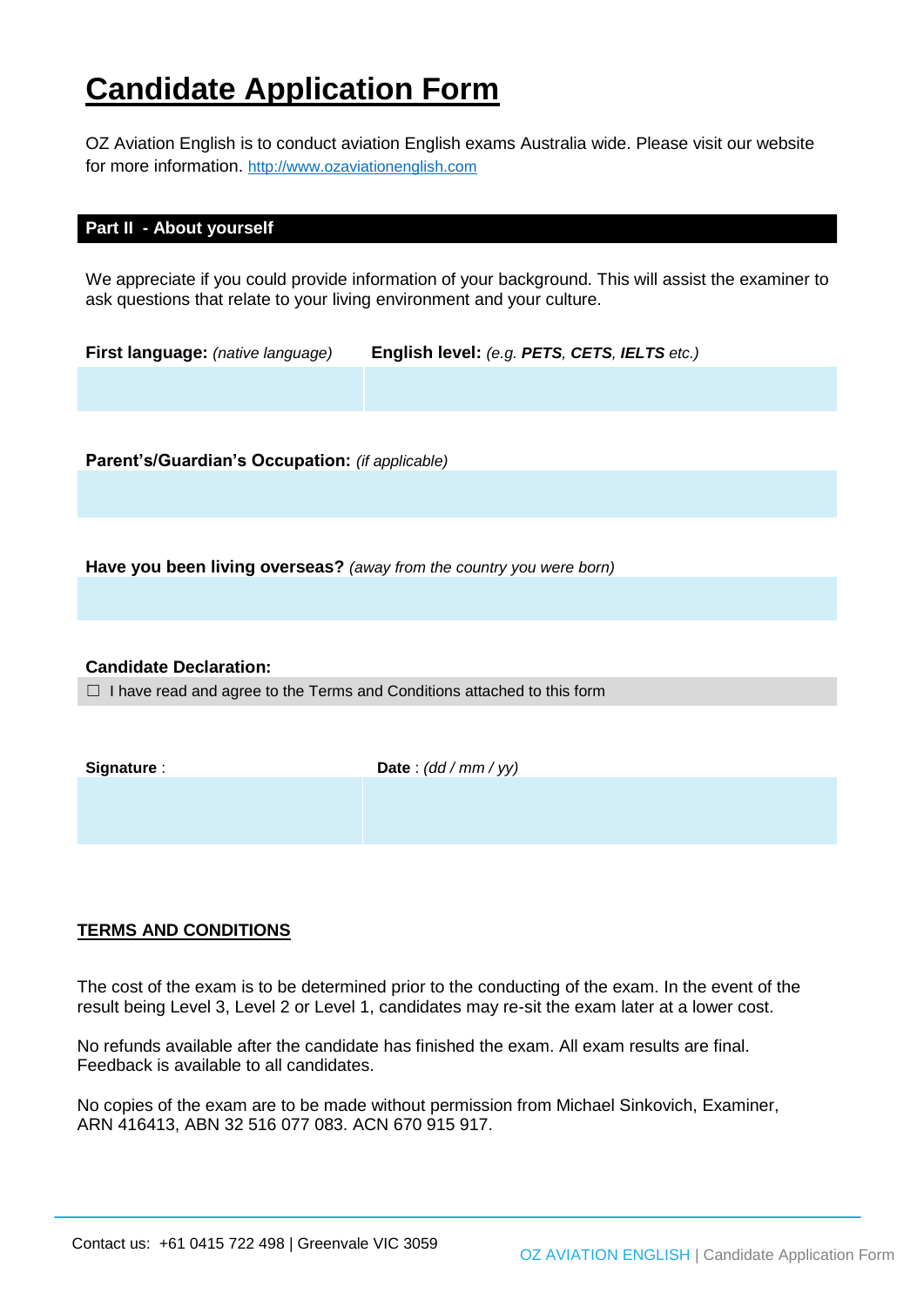# Candidate Application Form

OZ Aviation English is to conduct aviation English exams Australia wide. Please visit our website for more information. http://www.ozaviationenglish.com

## Part II - About yourself

We appreciate if you could provide information of your background. This will assist the examiner to ask questions that relate to your living environment and your culture.

| **First language:** *(native language)* | **English level:** *(e.g. **PETS**, **CETS**, **IELTS** etc.)* |
|---|---|
| | |

**Parent's/Guardian's Occupation:** *(if applicable)*

**Have you been living overseas?** *(away from the country you were born)*

**Candidate Declaration:**

☐ I have read and agree to the Terms and Conditions attached to this form

| **Signature** : | **Date** : *(dd / mm / yy)* |
|---|---|
| | |

**TERMS AND CONDITIONS**

The cost of the exam is to be determined prior to the conducting of the exam. In the event of the result being Level 3, Level 2 or Level 1, candidates may re-sit the exam later at a lower cost.

No refunds available after the candidate has finished the exam. All exam results are final. Feedback is available to all candidates.

No copies of the exam are to be made without permission from Michael Sinkovich, Examiner, ARN 416413, ABN 32 516 077 083. ACN 670 915 917.

Contact us: +61 0415 722 498 | Greenvale VIC 3059